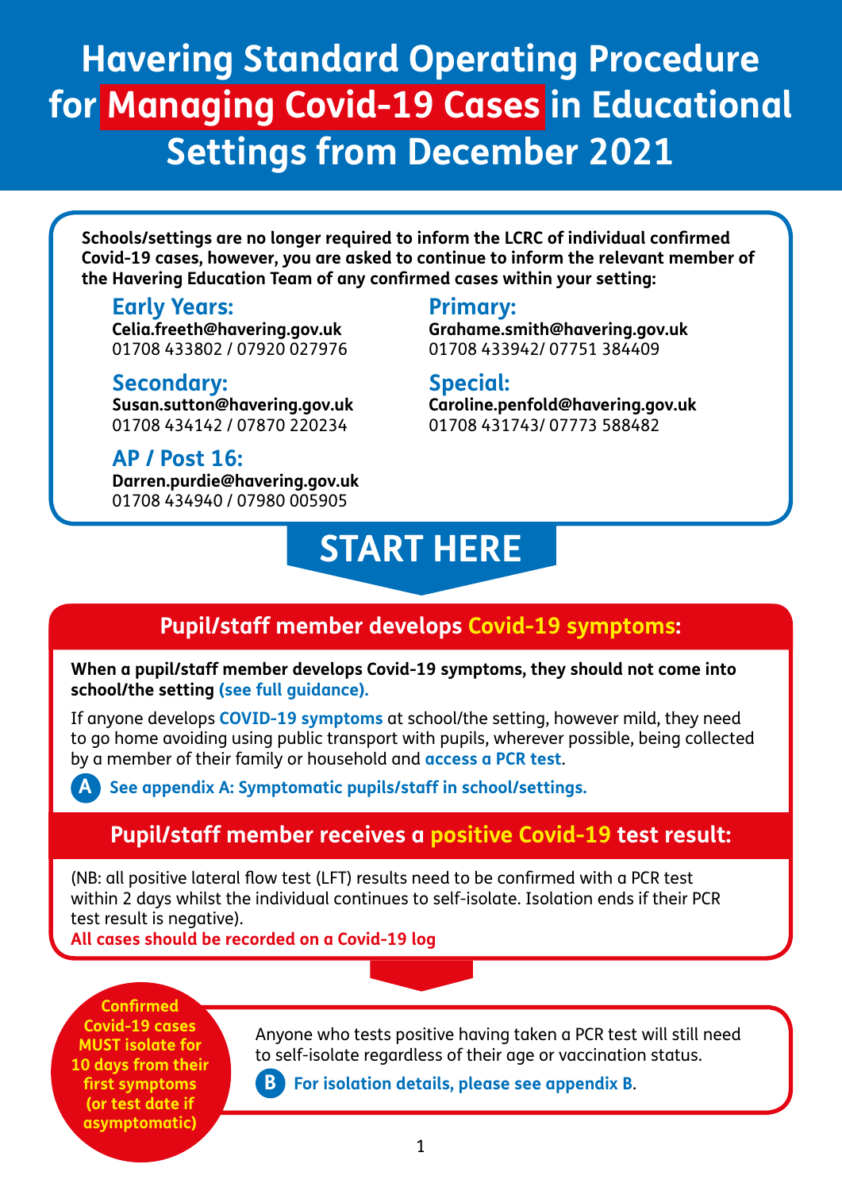# Havering Standard Operating Procedure for Managing Covid-19 Cases in Educational Settings from December 2021

**Schools/settings are no longer required to inform the LCRC of individual confirmed Covid-19 cases, however, you are asked to continue to inform the relevant member of the Havering Education Team of any confirmed cases within your setting:**

### Early Years:
**Celia.freeth@havering.gov.uk**
01708 433802 / 07920 027976

### Primary:
**Grahame.smith@havering.gov.uk**
01708 433942/ 07751 384409

### Secondary:
**Susan.sutton@havering.gov.uk**
01708 434142 / 07870 220234

### Special:
**Caroline.penfold@havering.gov.uk**
01708 431743/ 07773 588482

### AP / Post 16:
**Darren.purdie@havering.gov.uk**
01708 434940 / 07980 005905

## START HERE

## Pupil/staff member develops Covid-19 symptoms:

**When a pupil/staff member develops Covid-19 symptoms, they should not come into school/the setting (see full guidance).**

If anyone develops **COVID-19 symptoms** at school/the setting, however mild, they need to go home avoiding using public transport with pupils, wherever possible, being collected by a member of their family or household and **access a PCR test**.

**A** **See appendix A: Symptomatic pupils/staff in school/settings.**

## Pupil/staff member receives a positive Covid-19 test result:

(NB: all positive lateral flow test (LFT) results need to be confirmed with a PCR test within 2 days whilst the individual continues to self-isolate. Isolation ends if their PCR test result is negative).

**All cases should be recorded on a Covid-19 log**

**Confirmed Covid-19 cases MUST isolate for 10 days from their first symptoms (or test date if asymptomatic)**

Anyone who tests positive having taken a PCR test will still need to self-isolate regardless of their age or vaccination status.

**B** **For isolation details, please see appendix B.**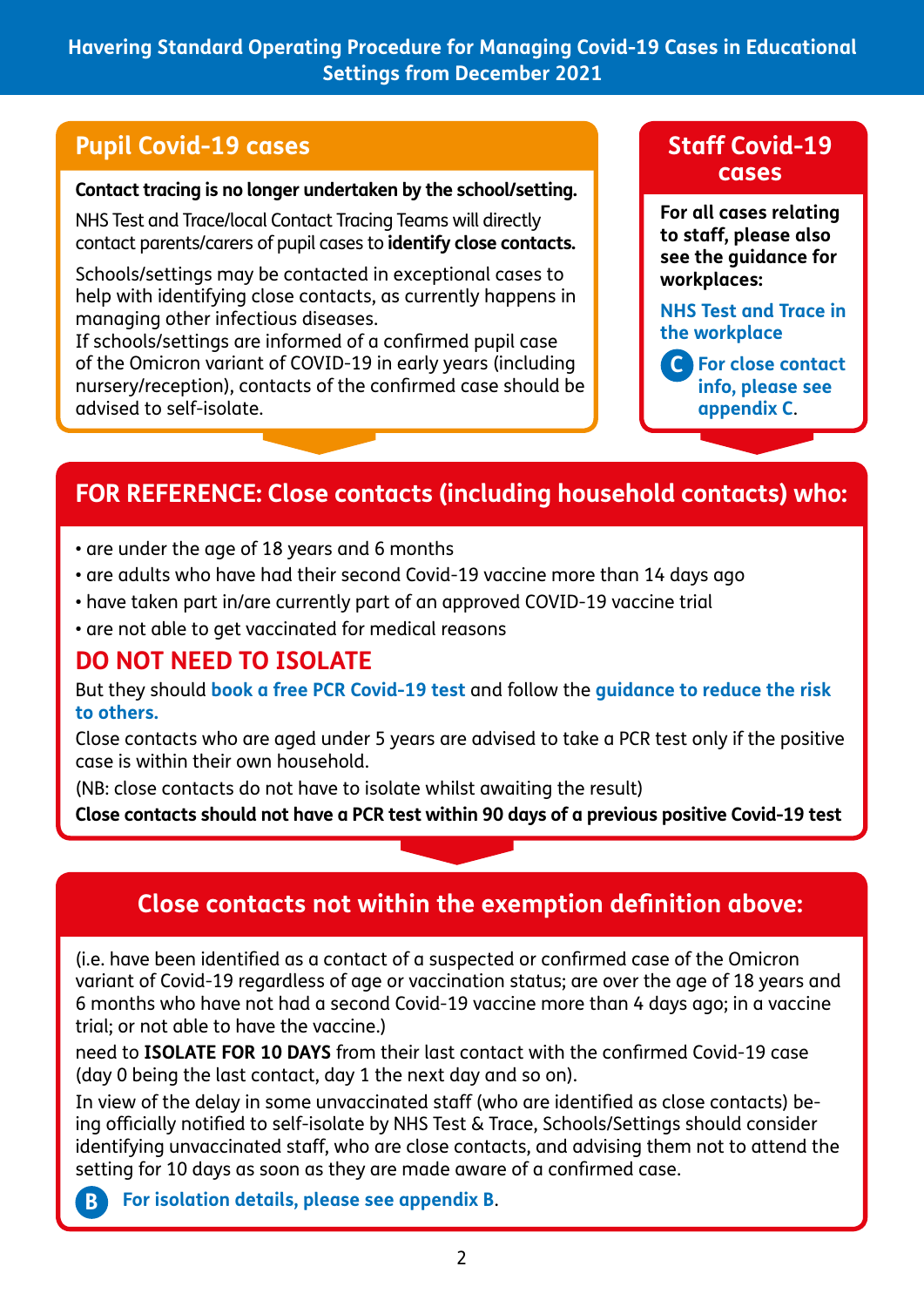# Havering Standard Operating Procedure for Managing Covid-19 Cases in Educational Settings from December 2021

## Pupil Covid-19 cases

**Contact tracing is no longer undertaken by the school/setting.**

NHS Test and Trace/local Contact Tracing Teams will directly contact parents/carers of pupil cases to **identify close contacts.**

Schools/settings may be contacted in exceptional cases to help with identifying close contacts, as currently happens in managing other infectious diseases.
If schools/settings are informed of a confirmed pupil case of the Omicron variant of COVID-19 in early years (including nursery/reception), contacts of the confirmed case should be advised to self-isolate.

## Staff Covid-19 cases

**For all cases relating to staff, please also see the guidance for workplaces:**

**NHS Test and Trace in the workplace**

**C** **For close contact info, please see appendix C.**

## FOR REFERENCE: Close contacts (including household contacts) who:

- are under the age of 18 years and 6 months
- are adults who have had their second Covid-19 vaccine more than 14 days ago
- have taken part in/are currently part of an approved COVID-19 vaccine trial
- are not able to get vaccinated for medical reasons

### DO NOT NEED TO ISOLATE

But they should **book a free PCR Covid-19 test** and follow the **guidance to reduce the risk to others.**

Close contacts who are aged under 5 years are advised to take a PCR test only if the positive case is within their own household.

(NB: close contacts do not have to isolate whilst awaiting the result)

**Close contacts should not have a PCR test within 90 days of a previous positive Covid-19 test**

## Close contacts not within the exemption definition above:

(i.e. have been identified as a contact of a suspected or confirmed case of the Omicron variant of Covid-19 regardless of age or vaccination status; are over the age of 18 years and 6 months who have not had a second Covid-19 vaccine more than 4 days ago; in a vaccine trial; or not able to have the vaccine.)

need to **ISOLATE FOR 10 DAYS** from their last contact with the confirmed Covid-19 case (day 0 being the last contact, day 1 the next day and so on).

In view of the delay in some unvaccinated staff (who are identified as close contacts) being officially notified to self-isolate by NHS Test & Trace, Schools/Settings should consider identifying unvaccinated staff, who are close contacts, and advising them not to attend the setting for 10 days as soon as they are made aware of a confirmed case.

**B** **For isolation details, please see appendix B**.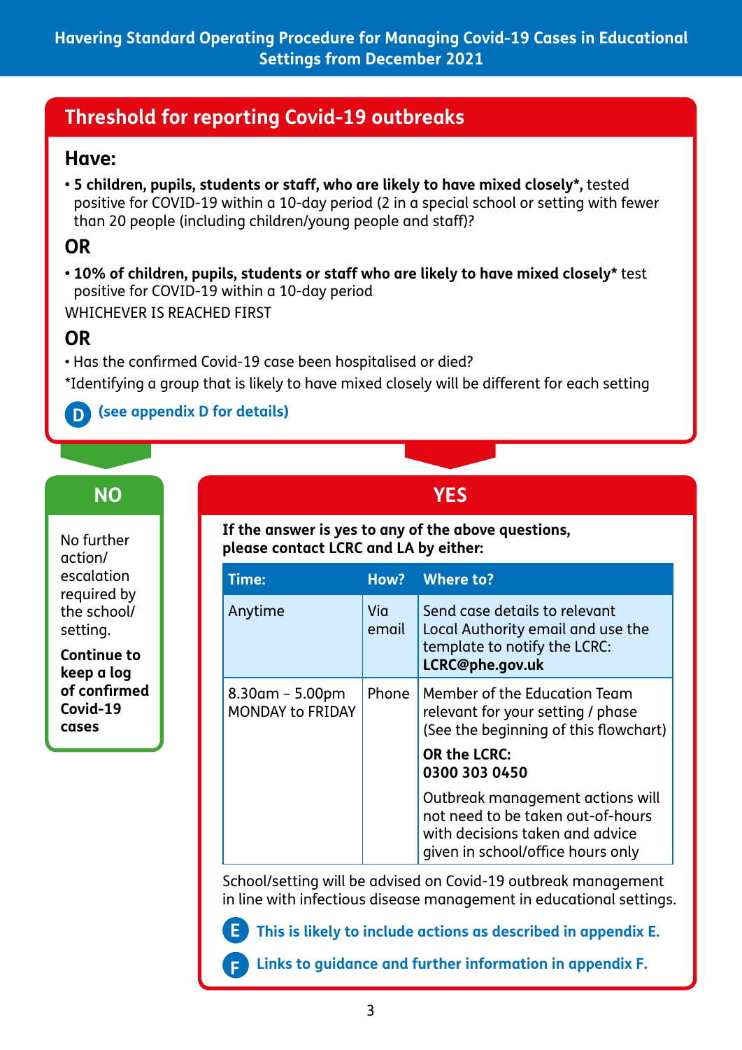Havering Standard Operating Procedure for Managing Covid-19 Cases in Educational Settings from December 2021

## Threshold for reporting Covid-19 outbreaks

### Have:

- **5 children, pupils, students or staff, who are likely to have mixed closely*,** tested positive for COVID-19 within a 10-day period (2 in a special school or setting with fewer than 20 people (including children/young people and staff)?

### OR

- **10% of children, pupils, students or staff who are likely to have mixed closely*** test positive for COVID-19 within a 10-day period

WHICHEVER IS REACHED FIRST

### OR

- Has the confirmed Covid-19 case been hospitalised or died?

*Identifying a group that is likely to have mixed closely will be different for each setting

D **(see appendix D for details)**

## NO

No further action/ escalation required by the school/ setting.

**Continue to keep a log of confirmed Covid-19 cases**

## YES

**If the answer is yes to any of the above questions, please contact LCRC and LA by either:**

| Time: | How? | Where to? |
|---|---|---|
| Anytime | Via email | Send case details to relevant Local Authority email and use the template to notify the LCRC: **LCRC@phe.gov.uk** |
| 8.30am – 5.00pm MONDAY to FRIDAY | Phone | Member of the Education Team relevant for your setting / phase (See the beginning of this flowchart) **OR the LCRC: 0300 303 0450** Outbreak management actions will not need to be taken out-of-hours with decisions taken and advice given in school/office hours only |

School/setting will be advised on Covid-19 outbreak management in line with infectious disease management in educational settings.

E **This is likely to include actions as described in appendix E.**

F **Links to guidance and further information in appendix F.**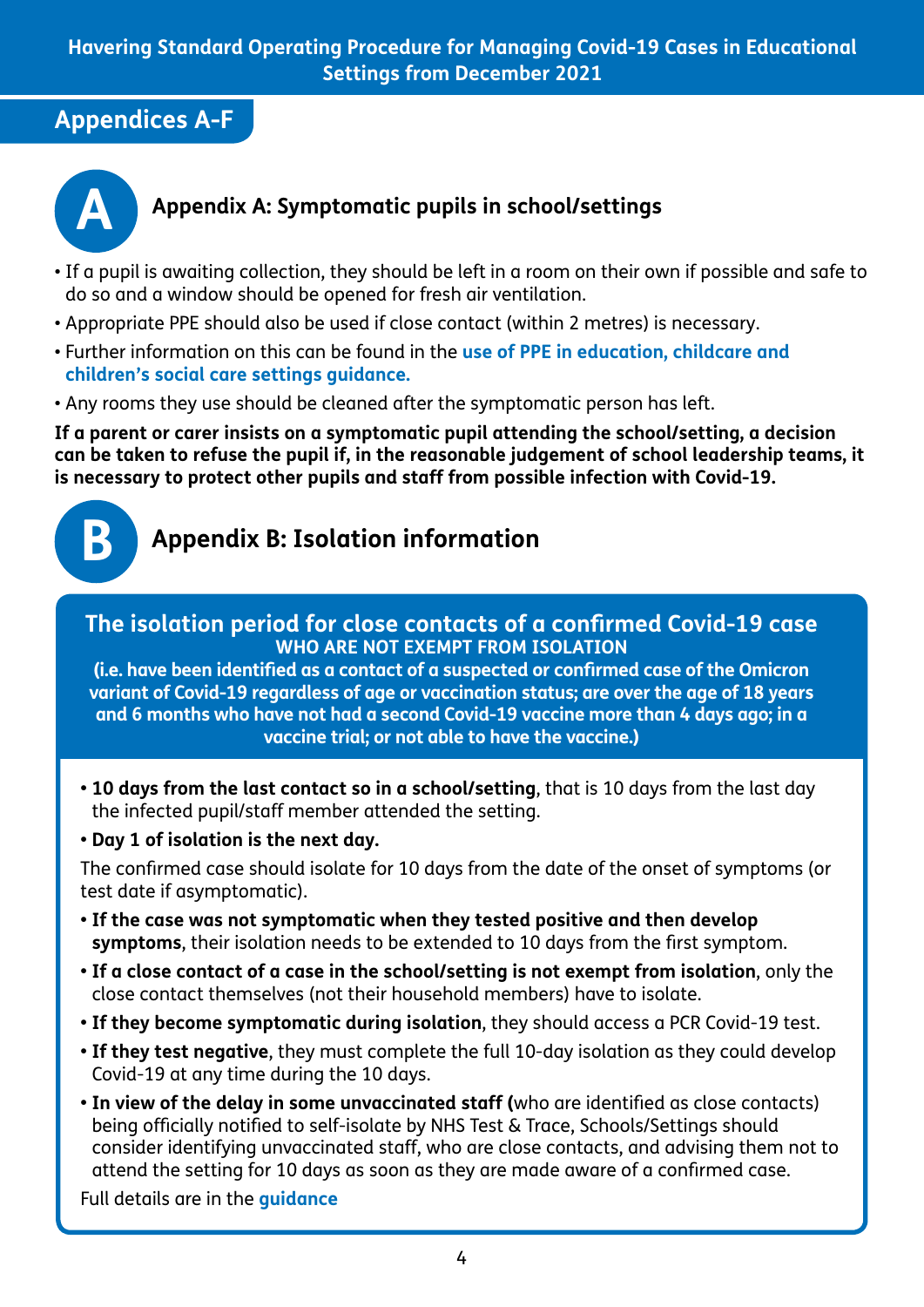## Appendices A-F

### A Appendix A: Symptomatic pupils in school/settings

- If a pupil is awaiting collection, they should be left in a room on their own if possible and safe to do so and a window should be opened for fresh air ventilation.
- Appropriate PPE should also be used if close contact (within 2 metres) is necessary.
- Further information on this can be found in the **use of PPE in education, childcare and children's social care settings guidance.**
- Any rooms they use should be cleaned after the symptomatic person has left.

**If a parent or carer insists on a symptomatic pupil attending the school/setting, a decision can be taken to refuse the pupil if, in the reasonable judgement of school leadership teams, it is necessary to protect other pupils and staff from possible infection with Covid-19.**

### B Appendix B: Isolation information

#### The isolation period for close contacts of a confirmed Covid-19 case WHO ARE NOT EXEMPT FROM ISOLATION

**(i.e. have been identified as a contact of a suspected or confirmed case of the Omicron variant of Covid-19 regardless of age or vaccination status; are over the age of 18 years and 6 months who have not had a second Covid-19 vaccine more than 4 days ago; in a vaccine trial; or not able to have the vaccine.)**

- **10 days from the last contact so in a school/setting**, that is 10 days from the last day the infected pupil/staff member attended the setting.
- **Day 1 of isolation is the next day.**

The confirmed case should isolate for 10 days from the date of the onset of symptoms (or test date if asymptomatic).

- **If the case was not symptomatic when they tested positive and then develop symptoms**, their isolation needs to be extended to 10 days from the first symptom.
- **If a close contact of a case in the school/setting is not exempt from isolation**, only the close contact themselves (not their household members) have to isolate.
- **If they become symptomatic during isolation**, they should access a PCR Covid-19 test.
- **If they test negative**, they must complete the full 10-day isolation as they could develop Covid-19 at any time during the 10 days.
- **In view of the delay in some unvaccinated staff (**who are identified as close contacts) being officially notified to self-isolate by NHS Test & Trace, Schools/Settings should consider identifying unvaccinated staff, who are close contacts, and advising them not to attend the setting for 10 days as soon as they are made aware of a confirmed case.

Full details are in the **guidance**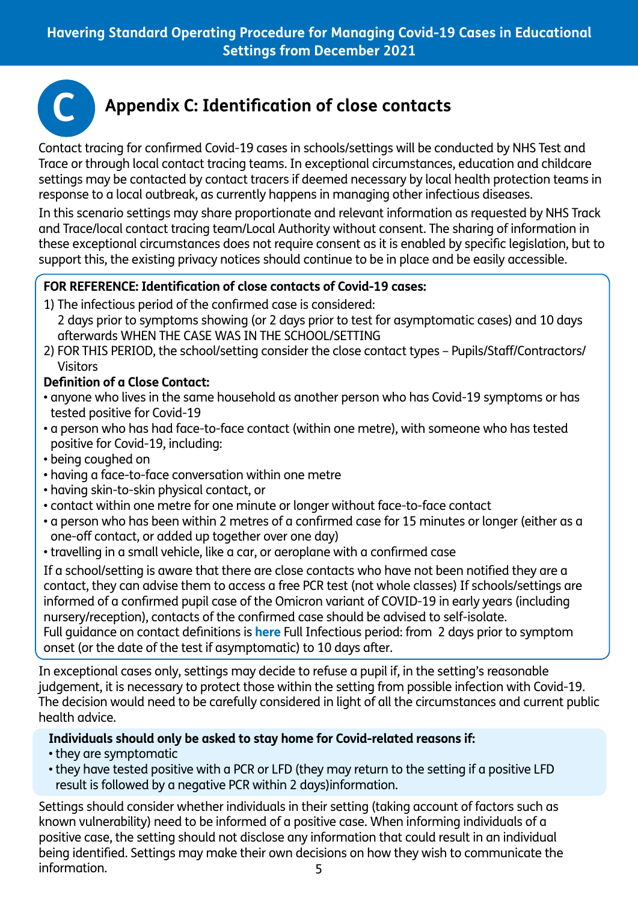## Appendix C: Identification of close contacts

Contact tracing for confirmed Covid-19 cases in schools/settings will be conducted by NHS Test and Trace or through local contact tracing teams. In exceptional circumstances, education and childcare settings may be contacted by contact tracers if deemed necessary by local health protection teams in response to a local outbreak, as currently happens in managing other infectious diseases.

In this scenario settings may share proportionate and relevant information as requested by NHS Track and Trace/local contact tracing team/Local Authority without consent. The sharing of information in these exceptional circumstances does not require consent as it is enabled by specific legislation, but to support this, the existing privacy notices should continue to be in place and be easily accessible.

**FOR REFERENCE: Identification of close contacts of Covid-19 cases:**

1) The infectious period of the confirmed case is considered:
   2 days prior to symptoms showing (or 2 days prior to test for asymptomatic cases) and 10 days afterwards WHEN THE CASE WAS IN THE SCHOOL/SETTING
2) FOR THIS PERIOD, the school/setting consider the close contact types – Pupils/Staff/Contractors/Visitors

**Definition of a Close Contact:**

- anyone who lives in the same household as another person who has Covid-19 symptoms or has tested positive for Covid-19
- a person who has had face-to-face contact (within one metre), with someone who has tested positive for Covid-19, including:
- being coughed on
- having a face-to-face conversation within one metre
- having skin-to-skin physical contact, or
- contact within one metre for one minute or longer without face-to-face contact
- a person who has been within 2 metres of a confirmed case for 15 minutes or longer (either as a one-off contact, or added up together over one day)
- travelling in a small vehicle, like a car, or aeroplane with a confirmed case

If a school/setting is aware that there are close contacts who have not been notified they are a contact, they can advise them to access a free PCR test (not whole classes) If schools/settings are informed of a confirmed pupil case of the Omicron variant of COVID-19 in early years (including nursery/reception), contacts of the confirmed case should be advised to self-isolate.
Full guidance on contact definitions is **here** Full Infectious period: from 2 days prior to symptom onset (or the date of the test if asymptomatic) to 10 days after.

In exceptional cases only, settings may decide to refuse a pupil if, in the setting's reasonable judgement, it is necessary to protect those within the setting from possible infection with Covid-19. The decision would need to be carefully considered in light of all the circumstances and current public health advice.

**Individuals should only be asked to stay home for Covid-related reasons if:**

- they are symptomatic
- they have tested positive with a PCR or LFD (they may return to the setting if a positive LFD result is followed by a negative PCR within 2 days)information.

Settings should consider whether individuals in their setting (taking account of factors such as known vulnerability) need to be informed of a positive case. When informing individuals of a positive case, the setting should not disclose any information that could result in an individual being identified. Settings may make their own decisions on how they wish to communicate the information.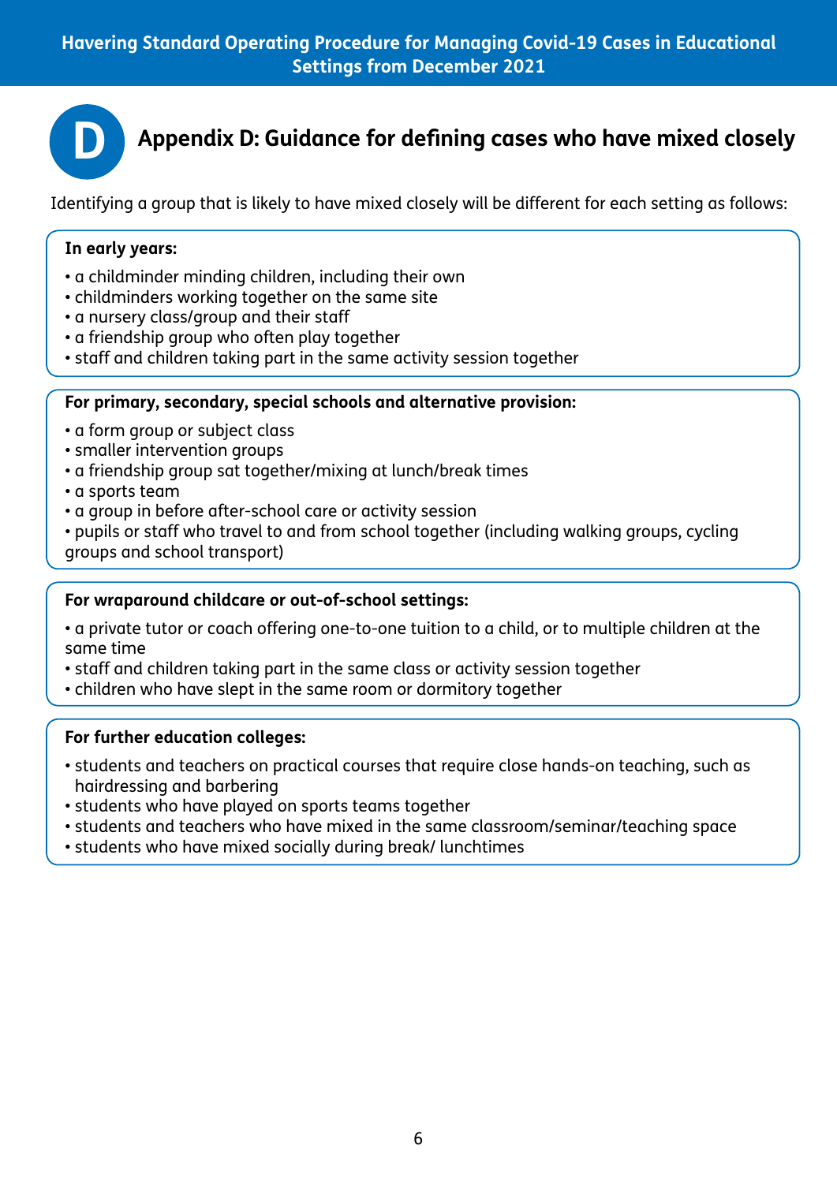# Appendix D: Guidance for defining cases who have mixed closely

Identifying a group that is likely to have mixed closely will be different for each setting as follows:

**In early years:**

- a childminder minding children, including their own
- childminders working together on the same site
- a nursery class/group and their staff
- a friendship group who often play together
- staff and children taking part in the same activity session together

**For primary, secondary, special schools and alternative provision:**

- a form group or subject class
- smaller intervention groups
- a friendship group sat together/mixing at lunch/break times
- a sports team
- a group in before after-school care or activity session
- pupils or staff who travel to and from school together (including walking groups, cycling groups and school transport)

**For wraparound childcare or out-of-school settings:**

- a private tutor or coach offering one-to-one tuition to a child, or to multiple children at the same time
- staff and children taking part in the same class or activity session together
- children who have slept in the same room or dormitory together

**For further education colleges:**

- students and teachers on practical courses that require close hands-on teaching, such as hairdressing and barbering
- students who have played on sports teams together
- students and teachers who have mixed in the same classroom/seminar/teaching space
- students who have mixed socially during break/ lunchtimes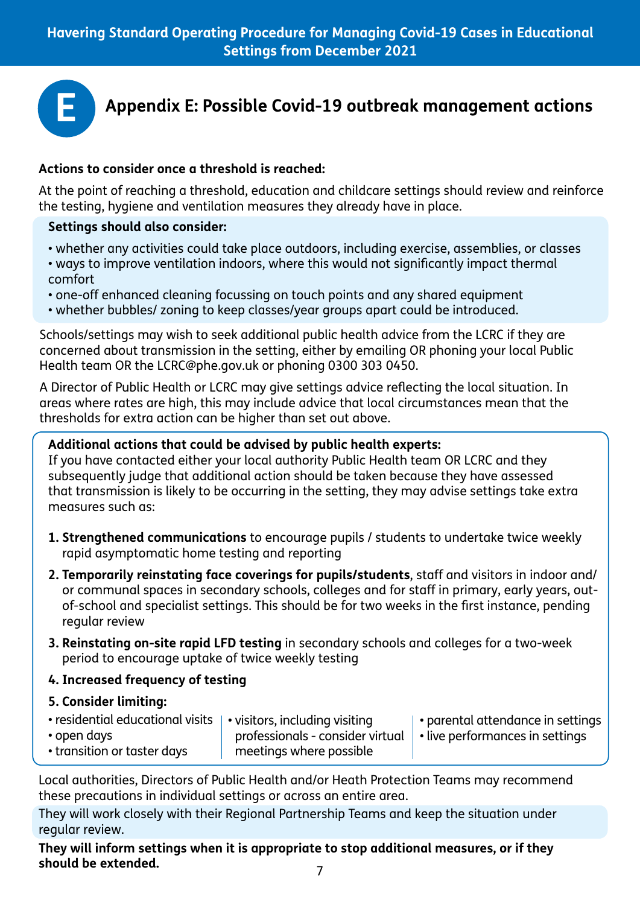# Appendix E: Possible Covid-19 outbreak management actions

**Actions to consider once a threshold is reached:**

At the point of reaching a threshold, education and childcare settings should review and reinforce the testing, hygiene and ventilation measures they already have in place.

**Settings should also consider:**

- whether any activities could take place outdoors, including exercise, assemblies, or classes
- ways to improve ventilation indoors, where this would not significantly impact thermal comfort
- one-off enhanced cleaning focussing on touch points and any shared equipment
- whether bubbles/ zoning to keep classes/year groups apart could be introduced.

Schools/settings may wish to seek additional public health advice from the LCRC if they are concerned about transmission in the setting, either by emailing OR phoning your local Public Health team OR the LCRC@phe.gov.uk or phoning 0300 303 0450.

A Director of Public Health or LCRC may give settings advice reflecting the local situation. In areas where rates are high, this may include advice that local circumstances mean that the thresholds for extra action can be higher than set out above.

**Additional actions that could be advised by public health experts:**
If you have contacted either your local authority Public Health team OR LCRC and they subsequently judge that additional action should be taken because they have assessed that transmission is likely to be occurring in the setting, they may advise settings take extra measures such as:

1. **Strengthened communications** to encourage pupils / students to undertake twice weekly rapid asymptomatic home testing and reporting
2. **Temporarily reinstating face coverings for pupils/students**, staff and visitors in indoor and/or communal spaces in secondary schools, colleges and for staff in primary, early years, out-of-school and specialist settings. This should be for two weeks in the first instance, pending regular review
3. **Reinstating on-site rapid LFD testing** in secondary schools and colleges for a two-week period to encourage uptake of twice weekly testing
4. **Increased frequency of testing**
5. **Consider limiting:**

- residential educational visits
- open days
- transition or taster days
- visitors, including visiting professionals - consider virtual meetings where possible
- parental attendance in settings
- live performances in settings

Local authorities, Directors of Public Health and/or Heath Protection Teams may recommend these precautions in individual settings or across an entire area.

They will work closely with their Regional Partnership Teams and keep the situation under regular review.

**They will inform settings when it is appropriate to stop additional measures, or if they should be extended.**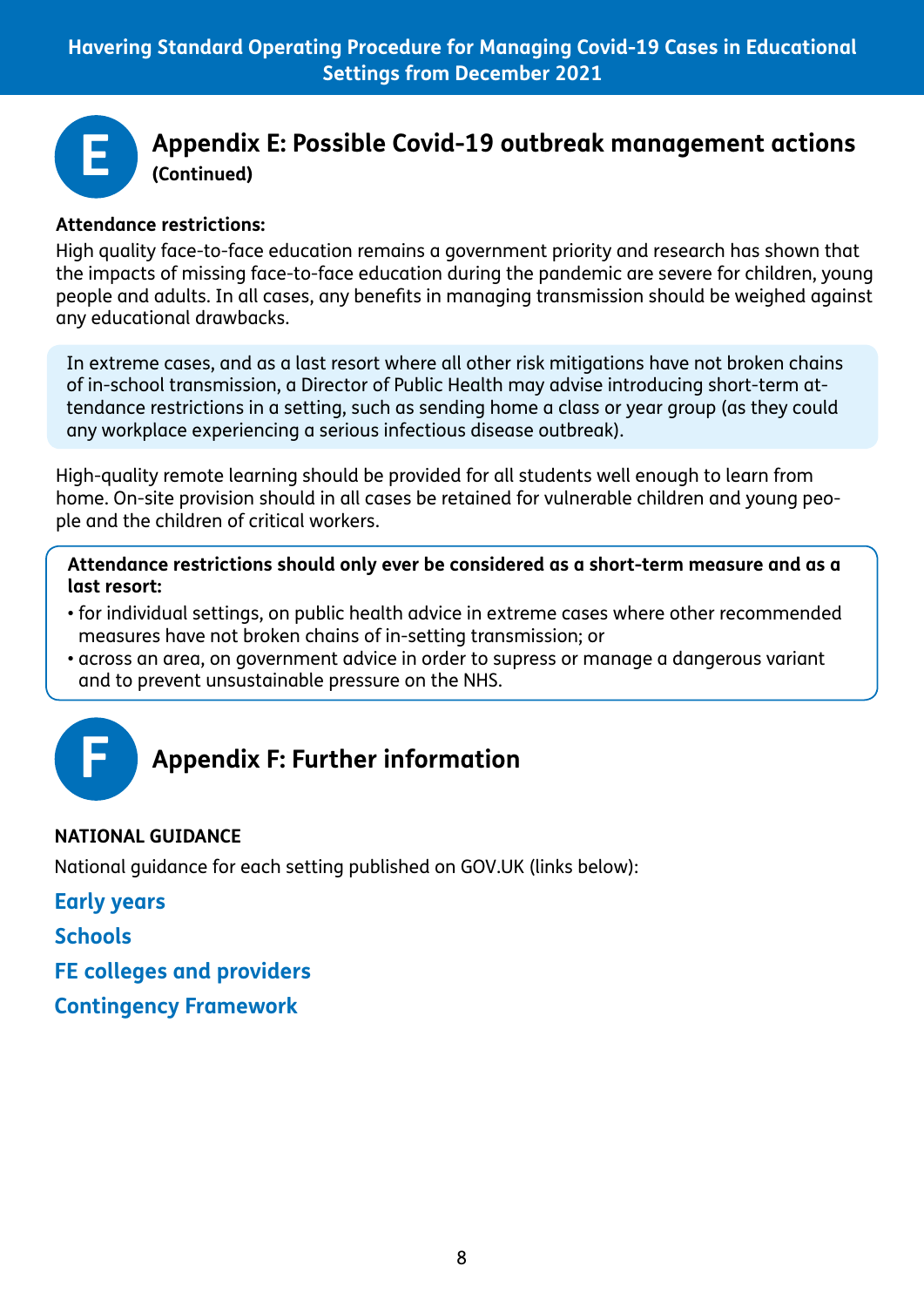## Appendix E: Possible Covid-19 outbreak management actions (Continued)

**Attendance restrictions:**

High quality face-to-face education remains a government priority and research has shown that the impacts of missing face-to-face education during the pandemic are severe for children, young people and adults. In all cases, any benefits in managing transmission should be weighed against any educational drawbacks.

In extreme cases, and as a last resort where all other risk mitigations have not broken chains of in-school transmission, a Director of Public Health may advise introducing short-term attendance restrictions in a setting, such as sending home a class or year group (as they could any workplace experiencing a serious infectious disease outbreak).

High-quality remote learning should be provided for all students well enough to learn from home. On-site provision should in all cases be retained for vulnerable children and young people and the children of critical workers.

**Attendance restrictions should only ever be considered as a short-term measure and as a last resort:**

- for individual settings, on public health advice in extreme cases where other recommended measures have not broken chains of in-setting transmission; or
- across an area, on government advice in order to supress or manage a dangerous variant and to prevent unsustainable pressure on the NHS.

## Appendix F: Further information

**NATIONAL GUIDANCE**

National guidance for each setting published on GOV.UK (links below):

**Early years**

**Schools**

**FE colleges and providers**

**Contingency Framework**